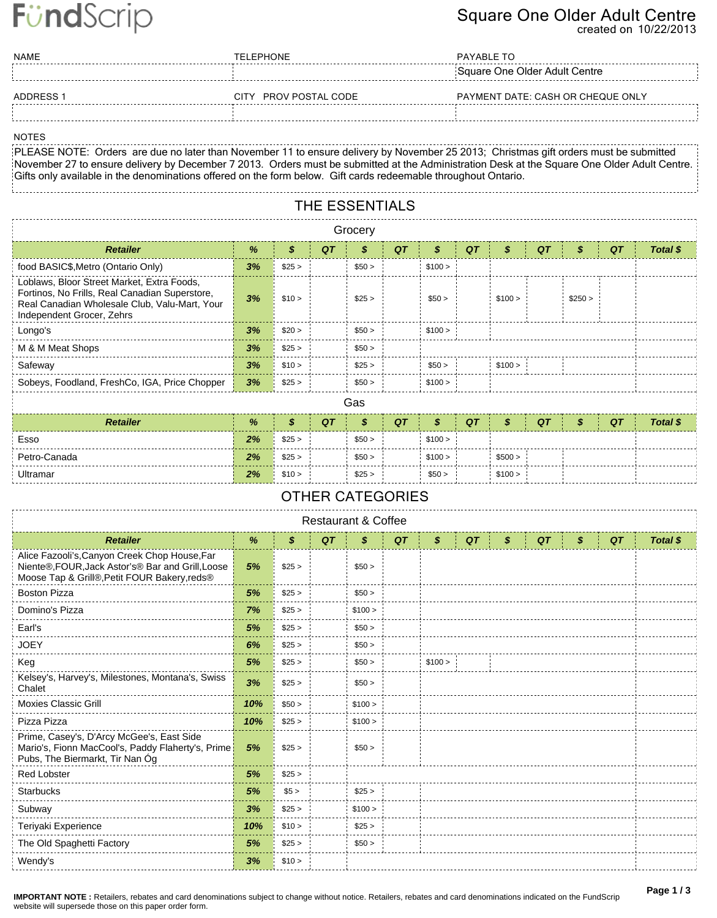# FundScrip

## Square One Older Adult Centre

created on 10/22/2013

| NAME | TELEPHONE | PAYABLE TO |
|---|---|---|
| | | Square One Older Adult Centre |

| ADDRESS 1 | CITY PROV POSTAL CODE | PAYMENT DATE: CASH OR CHEQUE ONLY |
|---|---|---|
| | | |

NOTES

PLEASE NOTE: Orders are due no later than November 11 to ensure delivery by November 25 2013; Christmas gift orders must be submitted November 27 to ensure delivery by December 7 2013. Orders must be submitted at the Administration Desk at the Square One Older Adult Centre. Gifts only available in the denominations offered on the form below. Gift cards redeemable throughout Ontario.

## THE ESSENTIALS

### Grocery

| Retailer | % | $ | QT | $ | QT | $ | QT | $ | QT | $ | QT | Total $ |
|---|---|---|---|---|---|---|---|---|---|---|---|---|
| food BASIC$,Metro (Ontario Only) | 3% | $25 > | | $50 > | | $100 > | | | | | | |
| Loblaws, Bloor Street Market, Extra Foods, Fortinos, No Frills, Real Canadian Superstore, Real Canadian Wholesale Club, Valu-Mart, Your Independent Grocer, Zehrs | 3% | $10 > | | $25 > | | $50 > | | $100 > | | $250 > | | |
| Longo's | 3% | $20 > | | $50 > | | $100 > | | | | | | |
| M & M Meat Shops | 3% | $25 > | | $50 > | | | | | | | | |
| Safeway | 3% | $10 > | | $25 > | | $50 > | | $100 > | | | | |
| Sobeys, Foodland, FreshCo, IGA, Price Chopper | 3% | $25 > | | $50 > | | $100 > | | | | | | |

### Gas

| Retailer | % | $ | QT | $ | QT | $ | QT | $ | QT | $ | QT | Total $ |
|---|---|---|---|---|---|---|---|---|---|---|---|---|
| Esso | 2% | $25 > | | $50 > | | $100 > | | | | | | |
| Petro-Canada | 2% | $25 > | | $50 > | | $100 > | | $500 > | | | | |
| Ultramar | 2% | $10 > | | $25 > | | $50 > | | $100 > | | | | |

## OTHER CATEGORIES

### Restaurant & Coffee

| Retailer | % | $ | QT | $ | QT | $ | QT | $ | QT | $ | QT | Total $ |
|---|---|---|---|---|---|---|---|---|---|---|---|---|
| Alice Fazooli's,Canyon Creek Chop House,Far Niente®,FOUR,Jack Astor's® Bar and Grill,Loose Moose Tap & Grill®,Petit FOUR Bakery,reds® | 5% | $25 > | | $50 > | | | | | | | | |
| Boston Pizza | 5% | $25 > | | $50 > | | | | | | | | |
| Domino's Pizza | 7% | $25 > | | $100 > | | | | | | | | |
| Earl's | 5% | $25 > | | $50 > | | | | | | | | |
| JOEY | 6% | $25 > | | $50 > | | | | | | | | |
| Keg | 5% | $25 > | | $50 > | | $100 > | | | | | | |
| Kelsey's, Harvey's, Milestones, Montana's, Swiss Chalet | 3% | $25 > | | $50 > | | | | | | | | |
| Moxies Classic Grill | 10% | $50 > | | $100 > | | | | | | | | |
| Pizza Pizza | 10% | $25 > | | $100 > | | | | | | | | |
| Prime, Casey's, D'Arcy McGee's, East Side Mario's, Fionn MacCool's, Paddy Flaherty's, Prime Pubs, The Biermarkt, Tir Nan Óg | 5% | $25 > | | $50 > | | | | | | | | |
| Red Lobster | 5% | $25 > | | | | | | | | | | |
| Starbucks | 5% | $5 > | | $25 > | | | | | | | | |
| Subway | 3% | $25 > | | $100 > | | | | | | | | |
| Teriyaki Experience | 10% | $10 > | | $25 > | | | | | | | | |
| The Old Spaghetti Factory | 5% | $25 > | | $50 > | | | | | | | | |
| Wendy's | 3% | $10 > | | | | | | | | | | |

**IMPORTANT NOTE :** Retailers, rebates and card denominations subject to change without notice. Retailers, rebates and card denominations indicated on the FundScrip website will supersede those on this paper order form.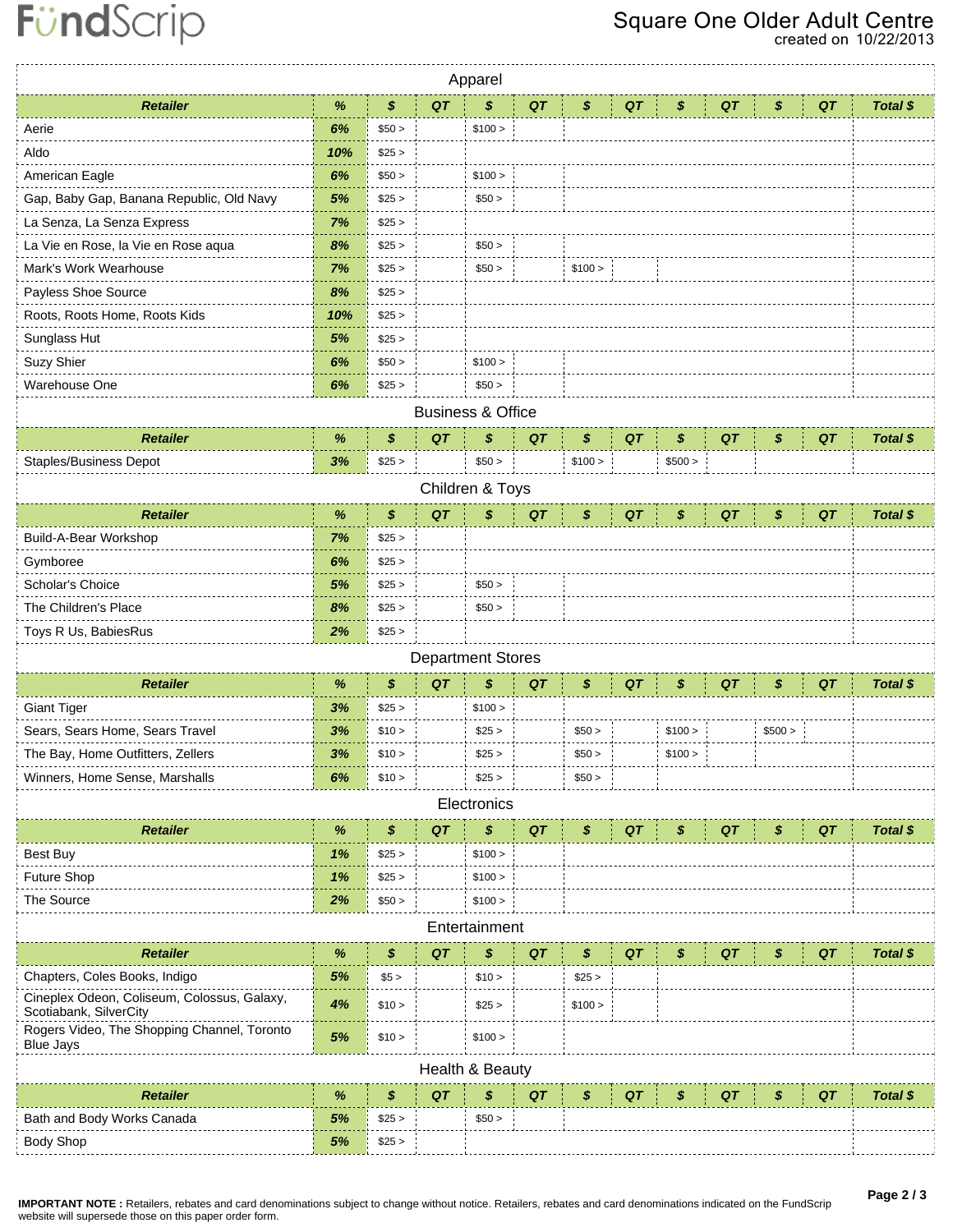# FundScrip

**Square One Older Adult Centre**
created on 10/22/2013

## Apparel

| Retailer | % | $ | QT | $ | QT | $ | QT | $ | QT | $ | QT | Total $ |
|---|---|---|---|---|---|---|---|---|---|---|---|---|
| Aerie | 6% | $50 > | | $100 > | | | | | | | | |
| Aldo | 10% | $25 > | | | | | | | | | | |
| American Eagle | 6% | $50 > | | $100 > | | | | | | | | |
| Gap, Baby Gap, Banana Republic, Old Navy | 5% | $25 > | | $50 > | | | | | | | | |
| La Senza, La Senza Express | 7% | $25 > | | | | | | | | | | |
| La Vie en Rose, la Vie en Rose aqua | 8% | $25 > | | $50 > | | | | | | | | |
| Mark's Work Wearhouse | 7% | $25 > | | $50 > | | $100 > | | | | | | |
| Payless Shoe Source | 8% | $25 > | | | | | | | | | | |
| Roots, Roots Home, Roots Kids | 10% | $25 > | | | | | | | | | | |
| Sunglass Hut | 5% | $25 > | | | | | | | | | | |
| Suzy Shier | 6% | $50 > | | $100 > | | | | | | | | |
| Warehouse One | 6% | $25 > | | $50 > | | | | | | | | |

## Business & Office

| Retailer | % | $ | QT | $ | QT | $ | QT | $ | QT | $ | QT | Total $ |
|---|---|---|---|---|---|---|---|---|---|---|---|---|
| Staples/Business Depot | 3% | $25 > | | $50 > | | $100 > | | $500 > | | | | |

## Children & Toys

| Retailer | % | $ | QT | $ | QT | $ | QT | $ | QT | $ | QT | Total $ |
|---|---|---|---|---|---|---|---|---|---|---|---|---|
| Build-A-Bear Workshop | 7% | $25 > | | | | | | | | | | |
| Gymboree | 6% | $25 > | | | | | | | | | | |
| Scholar's Choice | 5% | $25 > | | $50 > | | | | | | | | |
| The Children's Place | 8% | $25 > | | $50 > | | | | | | | | |
| Toys R Us, BabiesRus | 2% | $25 > | | | | | | | | | | |

## Department Stores

| Retailer | % | $ | QT | $ | QT | $ | QT | $ | QT | $ | QT | Total $ |
|---|---|---|---|---|---|---|---|---|---|---|---|---|
| Giant Tiger | 3% | $25 > | | $100 > | | | | | | | | |
| Sears, Sears Home, Sears Travel | 3% | $10 > | | $25 > | | $50 > | | $100 > | | $500 > | | |
| The Bay, Home Outfitters, Zellers | 3% | $10 > | | $25 > | | $50 > | | $100 > | | | | |
| Winners, Home Sense, Marshalls | 6% | $10 > | | $25 > | | $50 > | | | | | | |

## Electronics

| Retailer | % | $ | QT | $ | QT | $ | QT | $ | QT | $ | QT | Total $ |
|---|---|---|---|---|---|---|---|---|---|---|---|---|
| Best Buy | 1% | $25 > | | $100 > | | | | | | | | |
| Future Shop | 1% | $25 > | | $100 > | | | | | | | | |
| The Source | 2% | $50 > | | $100 > | | | | | | | | |

## Entertainment

| Retailer | % | $ | QT | $ | QT | $ | QT | $ | QT | $ | QT | Total $ |
|---|---|---|---|---|---|---|---|---|---|---|---|---|
| Chapters, Coles Books, Indigo | 5% | $5 > | | $10 > | | $25 > | | | | | | |
| Cineplex Odeon, Coliseum, Colossus, Galaxy, Scotiabank, SilverCity | 4% | $10 > | | $25 > | | $100 > | | | | | | |
| Rogers Video, The Shopping Channel, Toronto Blue Jays | 5% | $10 > | | $100 > | | | | | | | | |

## Health & Beauty

| Retailer | % | $ | QT | $ | QT | $ | QT | $ | QT | $ | QT | Total $ |
|---|---|---|---|---|---|---|---|---|---|---|---|---|
| Bath and Body Works Canada | 5% | $25 > | | $50 > | | | | | | | | |
| Body Shop | 5% | $25 > | | | | | | | | | | |

**IMPORTANT NOTE :** Retailers, rebates and card denominations subject to change without notice. Retailers, rebates and card denominations indicated on the FundScrip website will supersede those on this paper order form.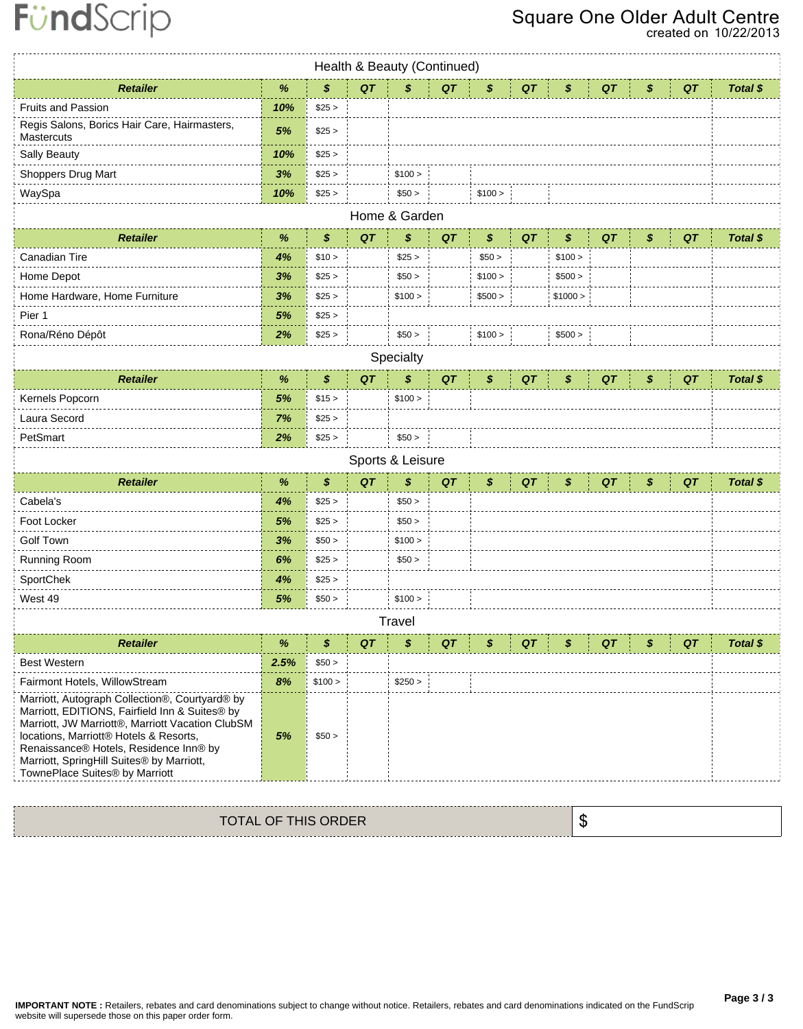FündScrip

# Square One Older Adult Centre

created on 10/22/2013

## Health & Beauty (Continued)

| Retailer | % | $ | QT | $ | QT | $ | QT | $ | QT | $ | QT | Total $ |
|---|---|---|---|---|---|---|---|---|---|---|---|---|
| Fruits and Passion | 10% | $25 > | | | | | | | | | | |
| Regis Salons, Borics Hair Care, Hairmasters, Mastercuts | 5% | $25 > | | | | | | | | | | |
| Sally Beauty | 10% | $25 > | | | | | | | | | | |
| Shoppers Drug Mart | 3% | $25 > | | $100 > | | | | | | | | |
| WaySpa | 10% | $25 > | | $50 > | | $100 > | | | | | | |

## Home & Garden

| Retailer | % | $ | QT | $ | QT | $ | QT | $ | QT | $ | QT | Total $ |
|---|---|---|---|---|---|---|---|---|---|---|---|---|
| Canadian Tire | 4% | $10 > | | $25 > | | $50 > | | $100 > | | | | |
| Home Depot | 3% | $25 > | | $50 > | | $100 > | | $500 > | | | | |
| Home Hardware, Home Furniture | 3% | $25 > | | $100 > | | $500 > | | $1000 > | | | | |
| Pier 1 | 5% | $25 > | | | | | | | | | | |
| Rona/Réno Dépôt | 2% | $25 > | | $50 > | | $100 > | | $500 > | | | | |

## Specialty

| Retailer | % | $ | QT | $ | QT | $ | QT | $ | QT | $ | QT | Total $ |
|---|---|---|---|---|---|---|---|---|---|---|---|---|
| Kernels Popcorn | 5% | $15 > | | $100 > | | | | | | | | |
| Laura Secord | 7% | $25 > | | | | | | | | | | |
| PetSmart | 2% | $25 > | | $50 > | | | | | | | | |

## Sports & Leisure

| Retailer | % | $ | QT | $ | QT | $ | QT | $ | QT | $ | QT | Total $ |
|---|---|---|---|---|---|---|---|---|---|---|---|---|
| Cabela's | 4% | $25 > | | $50 > | | | | | | | | |
| Foot Locker | 5% | $25 > | | $50 > | | | | | | | | |
| Golf Town | 3% | $50 > | | $100 > | | | | | | | | |
| Running Room | 6% | $25 > | | $50 > | | | | | | | | |
| SportChek | 4% | $25 > | | | | | | | | | | |
| West 49 | 5% | $50 > | | $100 > | | | | | | | | |

## Travel

| Retailer | % | $ | QT | $ | QT | $ | QT | $ | QT | $ | QT | Total $ |
|---|---|---|---|---|---|---|---|---|---|---|---|---|
| Best Western | 2.5% | $50 > | | | | | | | | | | |
| Fairmont Hotels, WillowStream | 8% | $100 > | | $250 > | | | | | | | | |
| Marriott, Autograph Collection®, Courtyard® by Marriott, EDITIONS, Fairfield Inn & Suites® by Marriott, JW Marriott®, Marriott Vacation ClubSM locations, Marriott® Hotels & Resorts, Renaissance® Hotels, Residence Inn® by Marriott, SpringHill Suites® by Marriott, TownePlace Suites® by Marriott | 5% | $50 > | | | | | | | | | | |

| TOTAL OF THIS ORDER | $ |
|---|---|

**IMPORTANT NOTE :** Retailers, rebates and card denominations subject to change without notice. Retailers, rebates and card denominations indicated on the FundScrip website will supersede those on this paper order form.